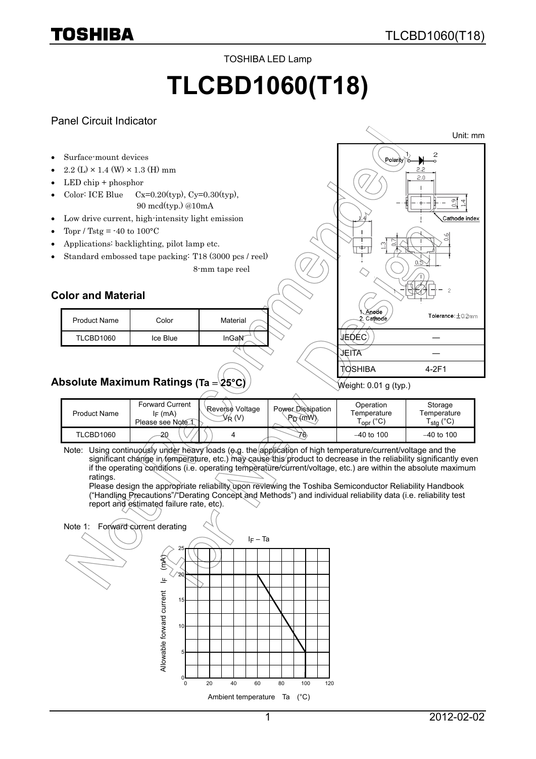TOSHIBA LED Lamp

# TLCBD1060(T18)

Panel Circuit Indicator

Unit: mm

- Surface-mount devices
- 2.2 (L) × 1.4 (W) × 1.3 (H) mm
- LED chip + phosphor
- Color: ICE Blue Cx=0.20(typ), Cy=0.30(typ), 90 mcd(typ.) @10mA
- Low drive current, high-intensity light emission
- Topr / Tstg = -40 to 100°C
- Applications: backlighting, pilot lamp etc.
- Standard embossed tape packing: T18 (3000 pcs / reel) 8-mm tape reel

1. Anode
2. Cathode

Tolerance: ±0.2mm

| JEDEC | ― |
|---|---|
| JEITA | ― |
| TOSHIBA | 4-2F1 |

Weight: 0.01 g (typ.)

## Color and Material

| Product Name | Color | Material |
|---|---|---|
| TLCBD1060 | Ice Blue | InGaN |

## Absolute Maximum Ratings (Ta = 25°C)

| Product Name | Forward Current $I_F$ (mA) Please see Note 1 | Reverse Voltage $V_R$ (V) | Power Dissipation $P_D$ (mW) | Operation Temperature $T_{opr}$ (°C) | Storage Temperature $T_{stg}$ (°C) |
|---|---|---|---|---|---|
| TLCBD1060 | 20 | 4 | 76 | −40 to 100 | −40 to 100 |

Note: Using continuously under heavy loads (e.g. the application of high temperature/current/voltage and the significant change in temperature, etc.) may cause this product to decrease in the reliability significantly even if the operating conditions (i.e. operating temperature/current/voltage, etc.) are within the absolute maximum ratings.
Please design the appropriate reliability upon reviewing the Toshiba Semiconductor Reliability Handbook ("Handling Precautions"/"Derating Concept and Methods") and individual reliability data (i.e. reliability test report and estimated failure rate, etc).

Note 1: Forward current derating

$I_F$ – Ta

Allowable forward current $I_F$ (mA)

Ambient temperature Ta (°C)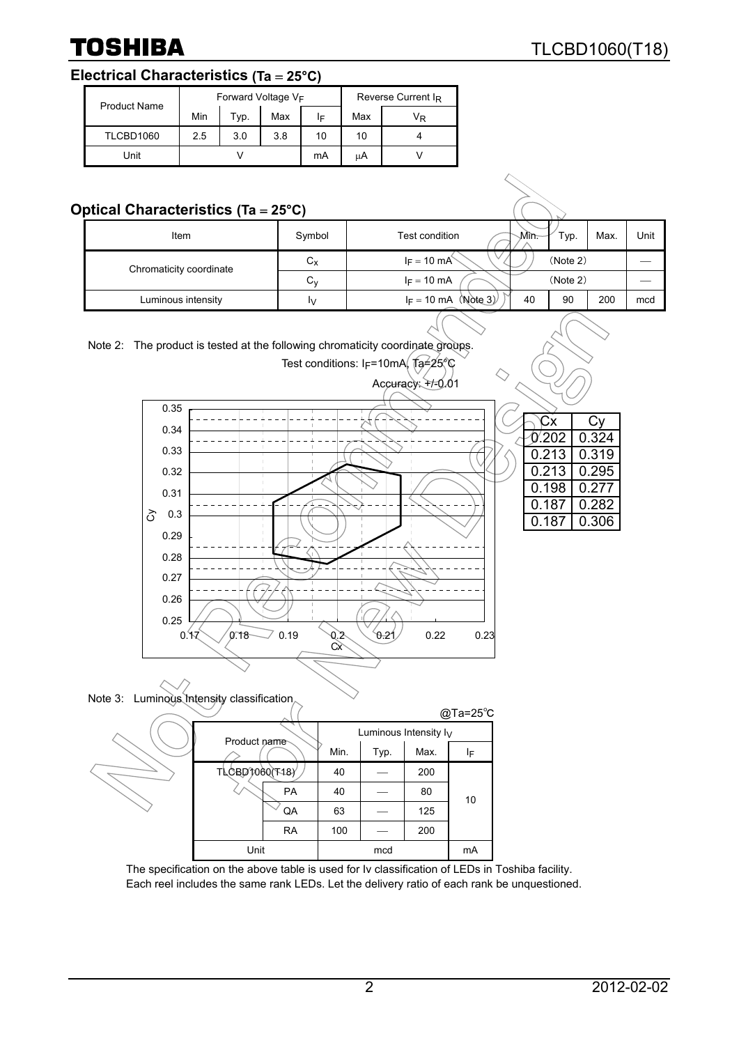## Electrical Characteristics (Ta = 25°C)

| Product Name | Forward Voltage $V_F$ | | | | Reverse Current $I_R$ | |
|---|---|---|---|---|---|---|
| | Min | Typ. | Max | $I_F$ | Max | $V_R$ |
| TLCBD1060 | 2.5 | 3.0 | 3.8 | 10 | 10 | 4 |
| Unit | V | | | mA | μA | V |

## Optical Characteristics (Ta = 25°C)

| Item | Symbol | Test condition | Min. | Typ. | Max. | Unit |
|---|---|---|---|---|---|---|
| Chromaticity coordinate | $C_x$ | $I_F$ = 10 mA | (Note 2) | | | — |
| | $C_y$ | $I_F$ = 10 mA | (Note 2) | | | — |
| Luminous intensity | $I_V$ | $I_F$ = 10 mA (Note 3) | 40 | 90 | 200 | mcd |

Note 2: The product is tested at the following chromaticity coordinate groups.

Test conditions: $I_F$=10mA, Ta=25°C

Accuracy: +/-0.01

| Cx | Cy |
|---|---|
| 0.202 | 0.324 |
| 0.213 | 0.319 |
| 0.213 | 0.295 |
| 0.198 | 0.277 |
| 0.187 | 0.282 |
| 0.187 | 0.306 |

Note 3: Luminous Intensity classification

@Ta=25°C

| Product name | | Luminous Intensity $I_V$ | | | |
|---|---|---|---|---|---|
| | | Min. | Typ. | Max. | $I_F$ |
| TLCBD1060(T18) | | 40 | — | 200 | 10 |
| | PA | 40 | — | 80 | |
| | QA | 63 | — | 125 | |
| | RA | 100 | — | 200 | |
| Unit | | mcd | | | mA |

The specification on the above table is used for Iv classification of LEDs in Toshiba facility.
Each reel includes the same rank LEDs. Let the delivery ratio of each rank be unquestioned.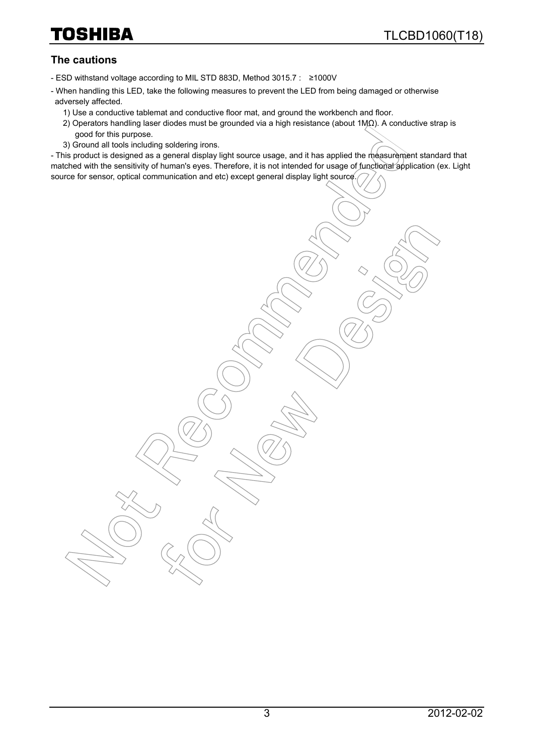## The cautions

- ESD withstand voltage according to MIL STD 883D, Method 3015.7 : ≥1000V
- When handling this LED, take the following measures to prevent the LED from being damaged or otherwise adversely affected.
  1) Use a conductive tablemat and conductive floor mat, and ground the workbench and floor.
  2) Operators handling laser diodes must be grounded via a high resistance (about 1MΩ). A conductive strap is good for this purpose.
  3) Ground all tools including soldering irons.
- This product is designed as a general display light source usage, and it has applied the measurement standard that matched with the sensitivity of human's eyes. Therefore, it is not intended for usage of functional application (ex. Light source for sensor, optical communication and etc) except general display light source.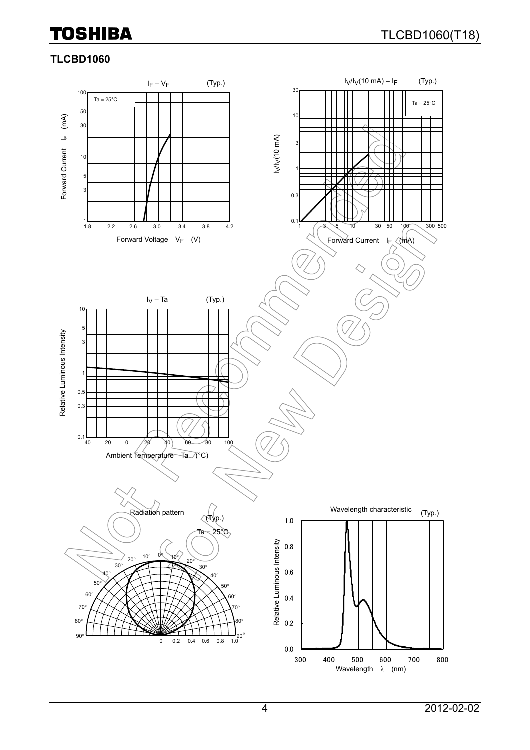## TLCBD1060

$I_F$ – $V_F$ (Typ.)

Ta = 25°C

Forward Current $I_F$ (mA)

Forward Voltage $V_F$ (V)

$I_V/I_V$(10 mA) – $I_F$ (Typ.)

Ta = 25°C

$I_V/I_V$(10 mA)

Forward Current $I_F$ (mA)

$I_V$ – Ta (Typ.)

Relative Luminous Intensity

Ambient Temperature Ta (°C)

Radiation pattern (Typ.)

Ta = 25°C

Wavelength characteristic (Typ.)

Relative Luminous Intensity

Wavelength λ (nm)

Not Recommended for New Design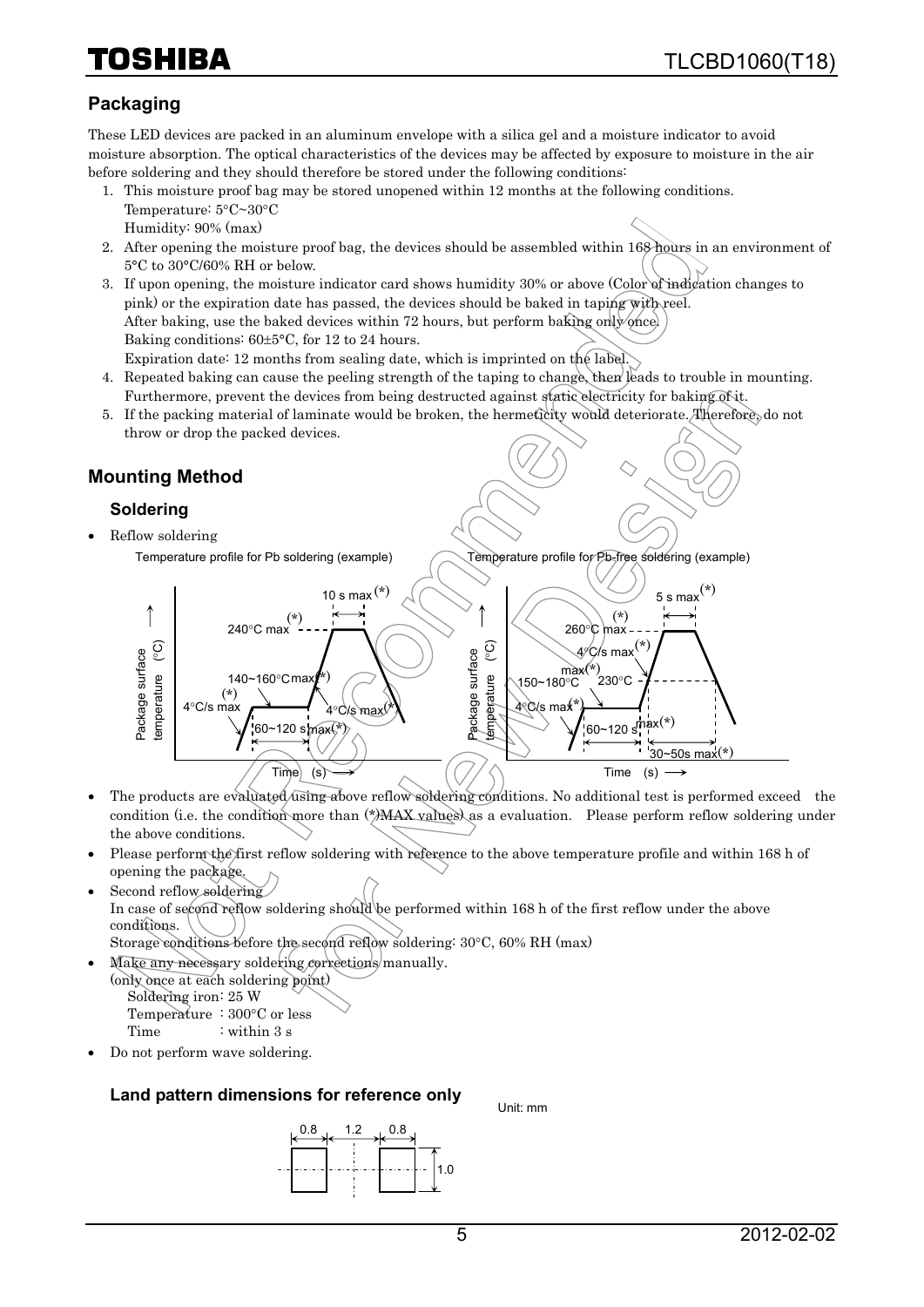## Packaging

These LED devices are packed in an aluminum envelope with a silica gel and a moisture indicator to avoid moisture absorption. The optical characteristics of the devices may be affected by exposure to moisture in the air before soldering and they should therefore be stored under the following conditions:

1. This moisture proof bag may be stored unopened within 12 months at the following conditions.
   Temperature: 5°C~30°C
   Humidity: 90% (max)
2. After opening the moisture proof bag, the devices should be assembled within 168 hours in an environment of 5°C to 30°C/60% RH or below.
3. If upon opening, the moisture indicator card shows humidity 30% or above (Color of indication changes to pink) or the expiration date has passed, the devices should be baked in taping with reel.
   After baking, use the baked devices within 72 hours, but perform baking only once.
   Baking conditions: 60±5°C, for 12 to 24 hours.
   Expiration date: 12 months from sealing date, which is imprinted on the label.
4. Repeated baking can cause the peeling strength of the taping to change, then leads to trouble in mounting. Furthermore, prevent the devices from being destructed against static electricity for baking of it.
5. If the packing material of laminate would be broken, the hermeticity would deteriorate. Therefore, do not throw or drop the packed devices.

## Mounting Method

### Soldering

- Reflow soldering

Temperature profile for Pb soldering (example)

Package surface temperature (°C); Time (s): 4°C/s max(*), 140~160°C max(*), 60~120 s max(*), 240°C max(*), 10 s max(*), 4°C/s max(*)

Temperature profile for Pb-free soldering (example)

Package surface temperature (°C); Time (s): 4°C/s max(*), 150~180°C max(*), 60~120 s max(*), 4°C/s max(*), 260°C max(*), 5 s max(*), 230°C, 30~50s max(*)

- The products are evaluated using above reflow soldering conditions. No additional test is performed exceed the condition (i.e. the condition more than (*)MAX values) as a evaluation. Please perform reflow soldering under the above conditions.
- Please perform the first reflow soldering with reference to the above temperature profile and within 168 h of opening the package.
- Second reflow soldering
  In case of second reflow soldering should be performed within 168 h of the first reflow under the above conditions.
  Storage conditions before the second reflow soldering: 30°C, 60% RH (max)
- Make any necessary soldering corrections manually.
  (only once at each soldering point)
  Soldering iron: 25 W
  Temperature : 300°C or less
  Time : within 3 s
- Do not perform wave soldering.

### Land pattern dimensions for reference only

Unit: mm

0.8 1.2 0.8 1.0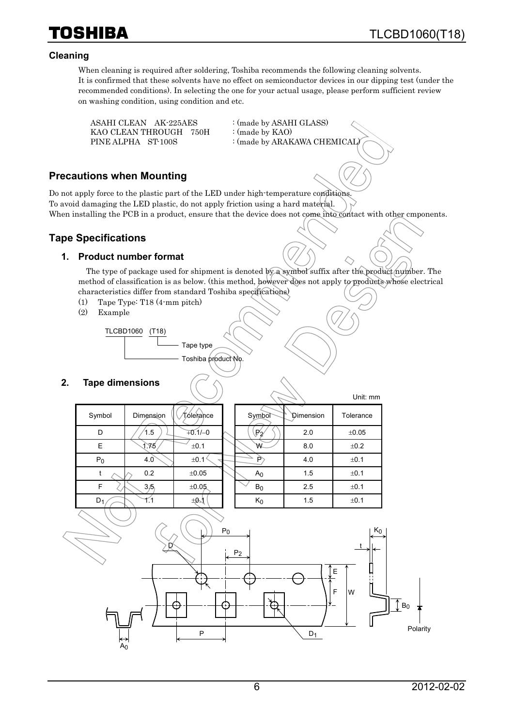### Cleaning

When cleaning is required after soldering, Toshiba recommends the following cleaning solvents.
It is confirmed that these solvents have no effect on semiconductor devices in our dipping test (under the recommended conditions). In selecting the one for your actual usage, please perform sufficient review on washing condition, using condition and etc.

ASAHI CLEAN AK-225AES : (made by ASAHI GLASS)
KAO CLEAN THROUGH 750H : (made by KAO)
PINE ALPHA ST-100S : (made by ARAKAWA CHEMICAL)

## Precautions when Mounting

Do not apply force to the plastic part of the LED under high-temperature conditions.
To avoid damaging the LED plastic, do not apply friction using a hard material.
When installing the PCB in a product, ensure that the device does not come into contact with other cmponents.

## Tape Specifications

### 1. Product number format

The type of package used for shipment is denoted by a symbol suffix after the product number. The method of classification is as below. (this method, however does not apply to products whose electrical characteristics differ from standard Toshiba specifications)

(1) Tape Type: T18 (4-mm pitch)
(2) Example

TLCBD1060 (T18)
- (T18): Tape type
- TLCBD1060: Toshiba product No.

### 2. Tape dimensions

Unit: mm

| Symbol | Dimension | Tolerance |
|---|---|---|
| D | 1.5 | +0.1/−0 |
| E | 1.75 | ±0.1 |
| $P_0$ | 4.0 | ±0.1 |
| t | 0.2 | ±0.05 |
| F | 3.5 | ±0.05 |
| $D_1$ | 1.1 | ±0.1 |

| Symbol | Dimension | Tolerance |
|---|---|---|
| $P_2$ | 2.0 | ±0.05 |
| W | 8.0 | ±0.2 |
| P | 4.0 | ±0.1 |
| $A_0$ | 1.5 | ±0.1 |
| $B_0$ | 2.5 | ±0.1 |
| $K_0$ | 1.5 | ±0.1 |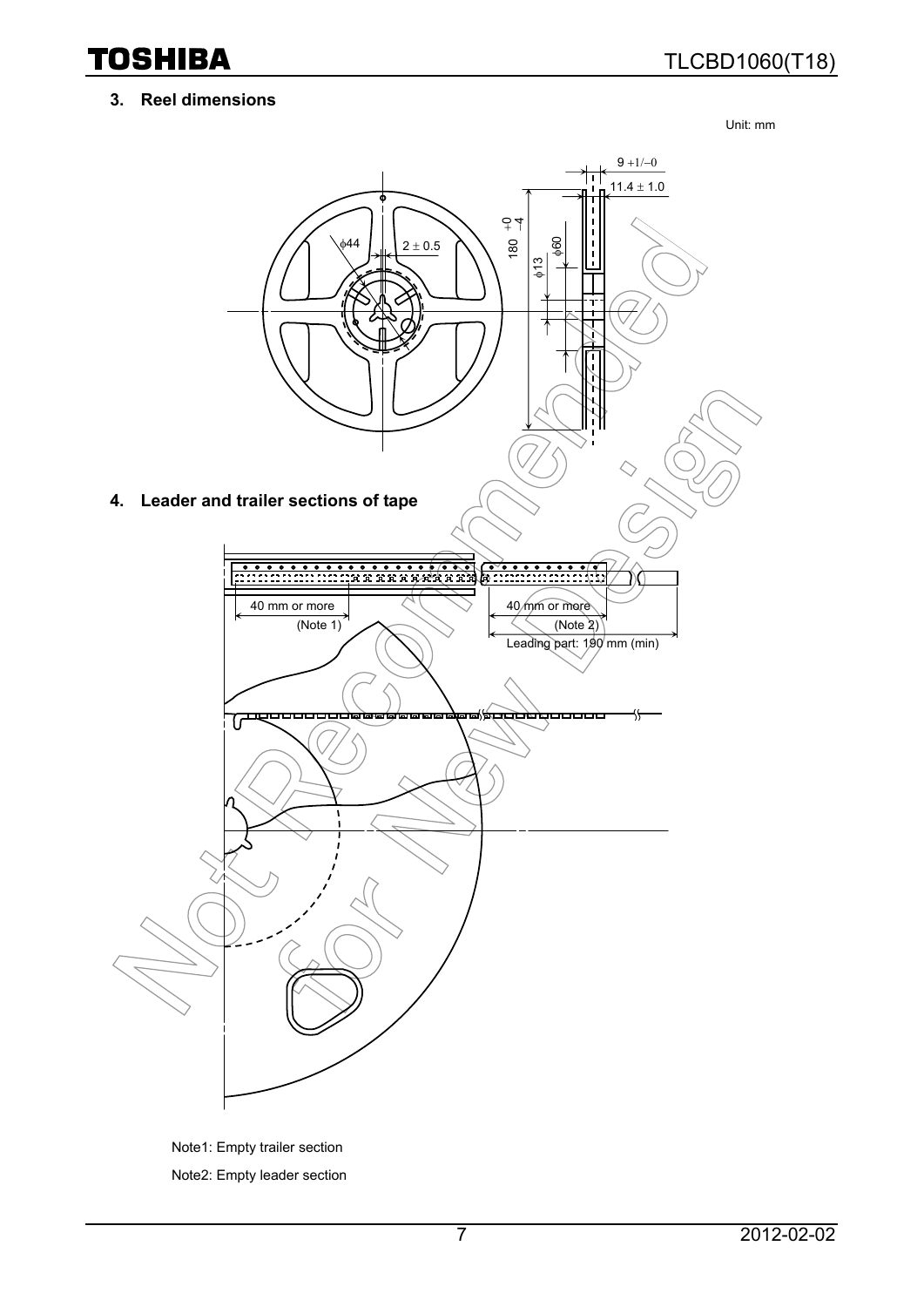### 3. Reel dimensions

Unit: mm

9 +1/−0

11.4 ± 1.0

ϕ44

2 ± 0.5

180 +0 −4

ϕ13

ϕ60

### 4. Leader and trailer sections of tape

40 mm or more (Note 1)

40 mm or more (Note 2)

Leading part: 190 mm (min)

Note1: Empty trailer section

Note2: Empty leader section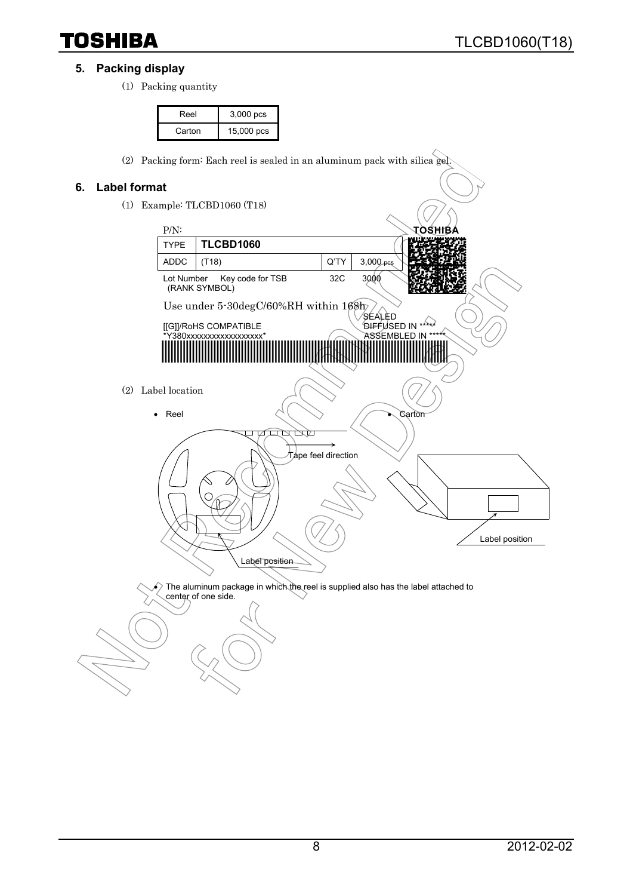## 5. Packing display

(1) Packing quantity

| Reel | 3,000 pcs |
|---|---|
| Carton | 15,000 pcs |

(2) Packing form: Each reel is sealed in an aluminum pack with silica gel.

## 6. Label format

(1) Example: TLCBD1060 (T18)

P/N: TOSHIBA

| TYPE | TLCBD1060 | | |
|---|---|---|---|
| ADDC | (T18) | Q'TY | 3,000 pcs |
| Lot Number Key code for TSB (RANK SYMBOL) | | 32C | 3000 |

Use under 5-30degC/60%RH within 168h

SEALED

[[G]]/RoHS COMPATIBLE DIFFUSED IN *****

*Y380xxxxxxxxxxxxxxxxxx* ASSEMBLED IN *****

(2) Label location

- Reel
- Carton

Tape feel direction

Label position

Label position

- The aluminum package in which the reel is supplied also has the label attached to center of one side.

Not Recommended for New Design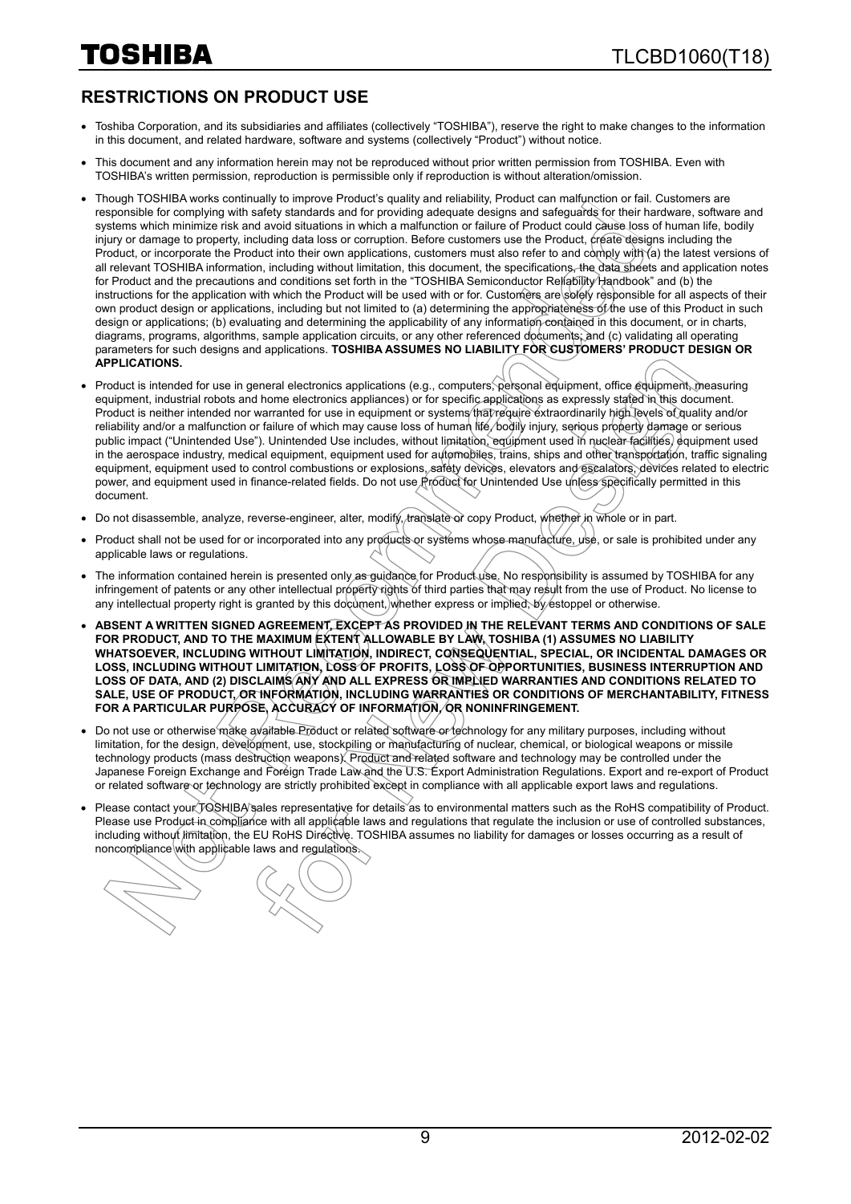## RESTRICTIONS ON PRODUCT USE

- Toshiba Corporation, and its subsidiaries and affiliates (collectively "TOSHIBA"), reserve the right to make changes to the information in this document, and related hardware, software and systems (collectively "Product") without notice.
- This document and any information herein may not be reproduced without prior written permission from TOSHIBA. Even with TOSHIBA's written permission, reproduction is permissible only if reproduction is without alteration/omission.
- Though TOSHIBA works continually to improve Product's quality and reliability, Product can malfunction or fail. Customers are responsible for complying with safety standards and for providing adequate designs and safeguards for their hardware, software and systems which minimize risk and avoid situations in which a malfunction or failure of Product could cause loss of human life, bodily injury or damage to property, including data loss or corruption. Before customers use the Product, create designs including the Product, or incorporate the Product into their own applications, customers must also refer to and comply with (a) the latest versions of all relevant TOSHIBA information, including without limitation, this document, the specifications, the data sheets and application notes for Product and the precautions and conditions set forth in the "TOSHIBA Semiconductor Reliability Handbook" and (b) the instructions for the application with which the Product will be used with or for. Customers are solely responsible for all aspects of their own product design or applications, including but not limited to (a) determining the appropriateness of the use of this Product in such design or applications; (b) evaluating and determining the applicability of any information contained in this document, or in charts, diagrams, programs, algorithms, sample application circuits, or any other referenced documents; and (c) validating all operating parameters for such designs and applications. **TOSHIBA ASSUMES NO LIABILITY FOR CUSTOMERS' PRODUCT DESIGN OR APPLICATIONS.**
- Product is intended for use in general electronics applications (e.g., computers, personal equipment, office equipment, measuring equipment, industrial robots and home electronics appliances) or for specific applications as expressly stated in this document. Product is neither intended nor warranted for use in equipment or systems that require extraordinarily high levels of quality and/or reliability and/or a malfunction or failure of which may cause loss of human life, bodily injury, serious property damage or serious public impact ("Unintended Use"). Unintended Use includes, without limitation, equipment used in nuclear facilities, equipment used in the aerospace industry, medical equipment, equipment used for automobiles, trains, ships and other transportation, traffic signaling equipment, equipment used to control combustions or explosions, safety devices, elevators and escalators, devices related to electric power, and equipment used in finance-related fields. Do not use Product for Unintended Use unless specifically permitted in this document.
- Do not disassemble, analyze, reverse-engineer, alter, modify, translate or copy Product, whether in whole or in part.
- Product shall not be used for or incorporated into any products or systems whose manufacture, use, or sale is prohibited under any applicable laws or regulations.
- The information contained herein is presented only as guidance for Product use. No responsibility is assumed by TOSHIBA for any infringement of patents or any other intellectual property rights of third parties that may result from the use of Product. No license to any intellectual property right is granted by this document, whether express or implied, by estoppel or otherwise.
- **ABSENT A WRITTEN SIGNED AGREEMENT, EXCEPT AS PROVIDED IN THE RELEVANT TERMS AND CONDITIONS OF SALE FOR PRODUCT, AND TO THE MAXIMUM EXTENT ALLOWABLE BY LAW, TOSHIBA (1) ASSUMES NO LIABILITY WHATSOEVER, INCLUDING WITHOUT LIMITATION, INDIRECT, CONSEQUENTIAL, SPECIAL, OR INCIDENTAL DAMAGES OR LOSS, INCLUDING WITHOUT LIMITATION, LOSS OF PROFITS, LOSS OF OPPORTUNITIES, BUSINESS INTERRUPTION AND LOSS OF DATA, AND (2) DISCLAIMS ANY AND ALL EXPRESS OR IMPLIED WARRANTIES AND CONDITIONS RELATED TO SALE, USE OF PRODUCT, OR INFORMATION, INCLUDING WARRANTIES OR CONDITIONS OF MERCHANTABILITY, FITNESS FOR A PARTICULAR PURPOSE, ACCURACY OF INFORMATION, OR NONINFRINGEMENT.**
- Do not use or otherwise make available Product or related software or technology for any military purposes, including without limitation, for the design, development, use, stockpiling or manufacturing of nuclear, chemical, or biological weapons or missile technology products (mass destruction weapons). Product and related software and technology may be controlled under the Japanese Foreign Exchange and Foreign Trade Law and the U.S. Export Administration Regulations. Export and re-export of Product or related software or technology are strictly prohibited except in compliance with all applicable export laws and regulations.
- Please contact your TOSHIBA sales representative for details as to environmental matters such as the RoHS compatibility of Product. Please use Product in compliance with all applicable laws and regulations that regulate the inclusion or use of controlled substances, including without limitation, the EU RoHS Directive. TOSHIBA assumes no liability for damages or losses occurring as a result of noncompliance with applicable laws and regulations.